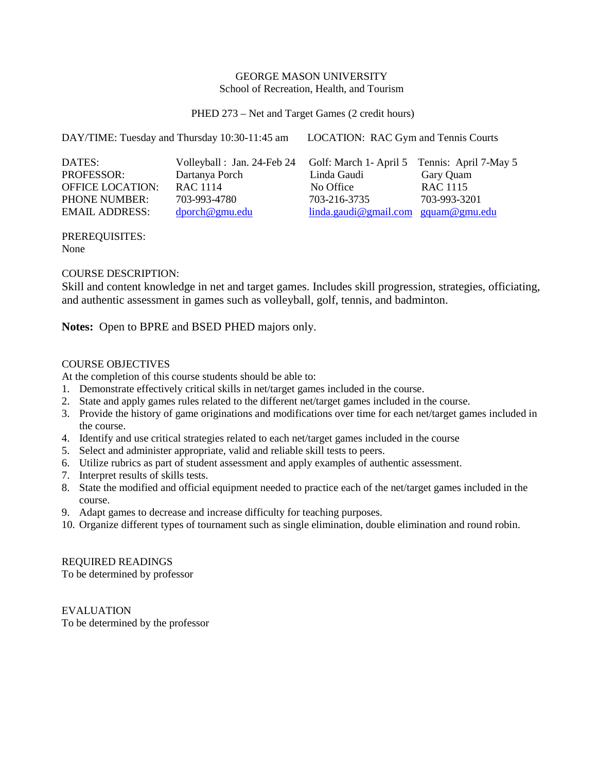GEORGE MASON UNIVERSITY
School of Recreation, Health, and Tourism

PHED 273 – Net and Target Games (2 credit hours)

DAY/TIME: Tuesday and Thursday 10:30-11:45 am    LOCATION: RAC Gym and Tennis Courts

| DATES: | Volleyball : Jan. 24-Feb 24 | Golf: March 1- April 5 | Tennis: April 7-May 5 |
|---|---|---|---|
| PROFESSOR: | Dartanya Porch | Linda Gaudi | Gary Quam |
| OFFICE LOCATION: | RAC 1114 | No Office | RAC 1115 |
| PHONE NUMBER: | 703-993-4780 | 703-216-3735 | 703-993-3201 |
| EMAIL ADDRESS: | dporch@gmu.edu | linda.gaudi@gmail.com | gquam@gmu.edu |

PREREQUISITES:
None

COURSE DESCRIPTION:
Skill and content knowledge in net and target games. Includes skill progression, strategies, officiating, and authentic assessment in games such as volleyball, golf, tennis, and badminton.

**Notes:** Open to BPRE and BSED PHED majors only.

COURSE OBJECTIVES
At the completion of this course students should be able to:

1. Demonstrate effectively critical skills in net/target games included in the course.
2. State and apply games rules related to the different net/target games included in the course.
3. Provide the history of game originations and modifications over time for each net/target games included in the course.
4. Identify and use critical strategies related to each net/target games included in the course
5. Select and administer appropriate, valid and reliable skill tests to peers.
6. Utilize rubrics as part of student assessment and apply examples of authentic assessment.
7. Interpret results of skills tests.
8. State the modified and official equipment needed to practice each of the net/target games included in the course.
9. Adapt games to decrease and increase difficulty for teaching purposes.
10. Organize different types of tournament such as single elimination, double elimination and round robin.

REQUIRED READINGS
To be determined by professor

EVALUATION
To be determined by the professor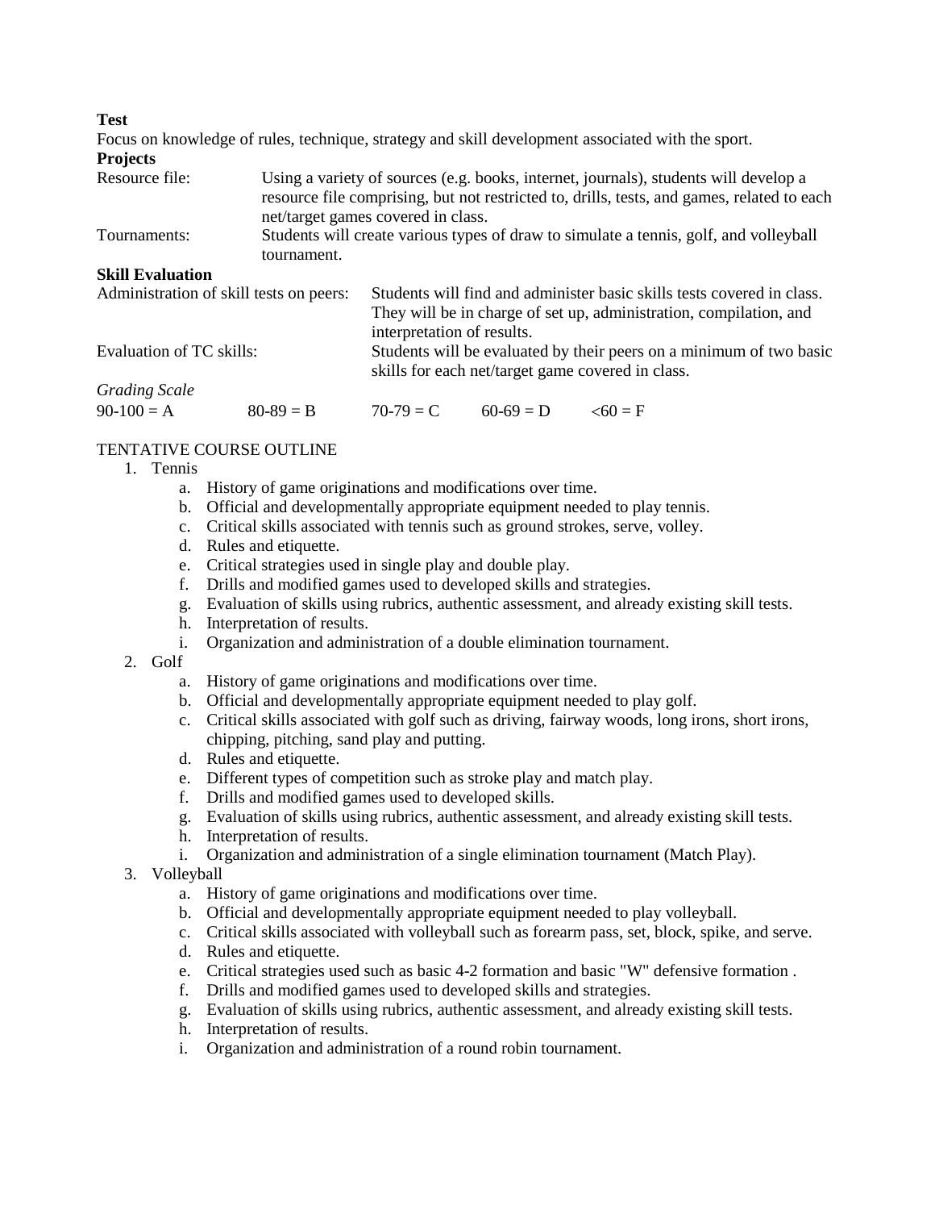**Test**

Focus on knowledge of rules, technique, strategy and skill development associated with the sport.

**Projects**

Resource file: Using a variety of sources (e.g. books, internet, journals), students will develop a resource file comprising, but not restricted to, drills, tests, and games, related to each net/target games covered in class.

Tournaments: Students will create various types of draw to simulate a tennis, golf, and volleyball tournament.

**Skill Evaluation**

Administration of skill tests on peers: Students will find and administer basic skills tests covered in class. They will be in charge of set up, administration, compilation, and interpretation of results.

Evaluation of TC skills: Students will be evaluated by their peers on a minimum of two basic skills for each net/target game covered in class.

*Grading Scale*

90-100 = A    80-89 = B    70-79 = C    60-69 = D    <60 = F

TENTATIVE COURSE OUTLINE

1. Tennis
   a. History of game originations and modifications over time.
   b. Official and developmentally appropriate equipment needed to play tennis.
   c. Critical skills associated with tennis such as ground strokes, serve, volley.
   d. Rules and etiquette.
   e. Critical strategies used in single play and double play.
   f. Drills and modified games used to developed skills and strategies.
   g. Evaluation of skills using rubrics, authentic assessment, and already existing skill tests.
   h. Interpretation of results.
   i. Organization and administration of a double elimination tournament.
2. Golf
   a. History of game originations and modifications over time.
   b. Official and developmentally appropriate equipment needed to play golf.
   c. Critical skills associated with golf such as driving, fairway woods, long irons, short irons, chipping, pitching, sand play and putting.
   d. Rules and etiquette.
   e. Different types of competition such as stroke play and match play.
   f. Drills and modified games used to developed skills.
   g. Evaluation of skills using rubrics, authentic assessment, and already existing skill tests.
   h. Interpretation of results.
   i. Organization and administration of a single elimination tournament (Match Play).
3. Volleyball
   a. History of game originations and modifications over time.
   b. Official and developmentally appropriate equipment needed to play volleyball.
   c. Critical skills associated with volleyball such as forearm pass, set, block, spike, and serve.
   d. Rules and etiquette.
   e. Critical strategies used such as basic 4-2 formation and basic "W" defensive formation .
   f. Drills and modified games used to developed skills and strategies.
   g. Evaluation of skills using rubrics, authentic assessment, and already existing skill tests.
   h. Interpretation of results.
   i. Organization and administration of a round robin tournament.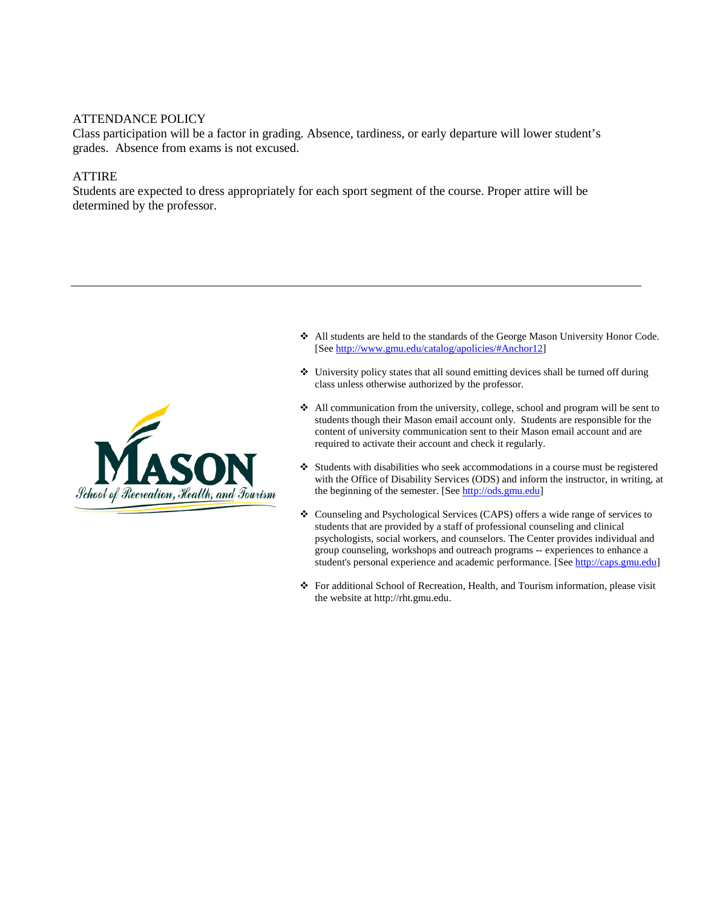ATTENDANCE POLICY

Class participation will be a factor in grading. Absence, tardiness, or early departure will lower student's grades. Absence from exams is not excused.

ATTIRE

Students are expected to dress appropriately for each sport segment of the course. Proper attire will be determined by the professor.

---

MASON
School of Recreation, Health, and Tourism

- All students are held to the standards of the George Mason University Honor Code. [See http://www.gmu.edu/catalog/apolicies/#Anchor12]
- University policy states that all sound emitting devices shall be turned off during class unless otherwise authorized by the professor.
- All communication from the university, college, school and program will be sent to students though their Mason email account only. Students are responsible for the content of university communication sent to their Mason email account and are required to activate their account and check it regularly.
- Students with disabilities who seek accommodations in a course must be registered with the Office of Disability Services (ODS) and inform the instructor, in writing, at the beginning of the semester. [See http://ods.gmu.edu]
- Counseling and Psychological Services (CAPS) offers a wide range of services to students that are provided by a staff of professional counseling and clinical psychologists, social workers, and counselors. The Center provides individual and group counseling, workshops and outreach programs -- experiences to enhance a student's personal experience and academic performance. [See http://caps.gmu.edu]
- For additional School of Recreation, Health, and Tourism information, please visit the website at http://rht.gmu.edu.